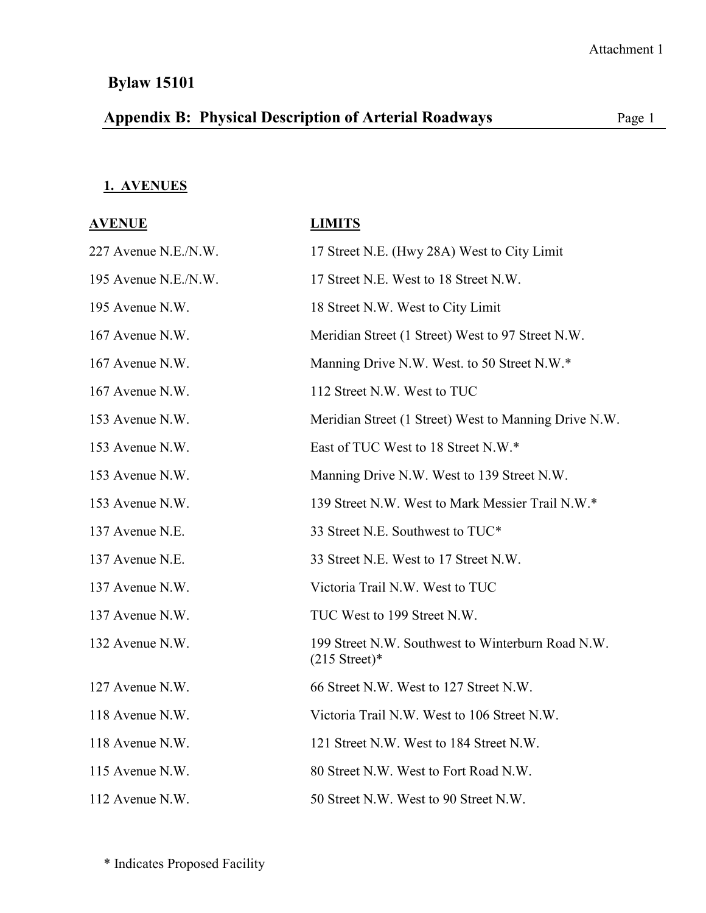Attachment 1

# Bylaw 15101

## Appendix B: Physical Description of Arterial Roadways

### 1. AVENUES

| AVENUE | LIMITS |
|---|---|
| 227 Avenue N.E./N.W. | 17 Street N.E. (Hwy 28A) West to City Limit |
| 195 Avenue N.E./N.W. | 17 Street N.E. West to 18 Street N.W. |
| 195 Avenue N.W. | 18 Street N.W. West to City Limit |
| 167 Avenue N.W. | Meridian Street (1 Street) West to 97 Street N.W. |
| 167 Avenue N.W. | Manning Drive N.W. West. to 50 Street N.W.* |
| 167 Avenue N.W. | 112 Street N.W. West to TUC |
| 153 Avenue N.W. | Meridian Street (1 Street) West to Manning Drive N.W. |
| 153 Avenue N.W. | East of TUC West to 18 Street N.W.* |
| 153 Avenue N.W. | Manning Drive N.W. West to 139 Street N.W. |
| 153 Avenue N.W. | 139 Street N.W. West to Mark Messier Trail N.W.* |
| 137 Avenue N.E. | 33 Street N.E. Southwest to TUC* |
| 137 Avenue N.E. | 33 Street N.E. West to 17 Street N.W. |
| 137 Avenue N.W. | Victoria Trail N.W. West to TUC |
| 137 Avenue N.W. | TUC West to 199 Street N.W. |
| 132 Avenue N.W. | 199 Street N.W. Southwest to Winterburn Road N.W. (215 Street)* |
| 127 Avenue N.W. | 66 Street N.W. West to 127 Street N.W. |
| 118 Avenue N.W. | Victoria Trail N.W. West to 106 Street N.W. |
| 118 Avenue N.W. | 121 Street N.W. West to 184 Street N.W. |
| 115 Avenue N.W. | 80 Street N.W. West to Fort Road N.W. |
| 112 Avenue N.W. | 50 Street N.W. West to 90 Street N.W. |

\* Indicates Proposed Facility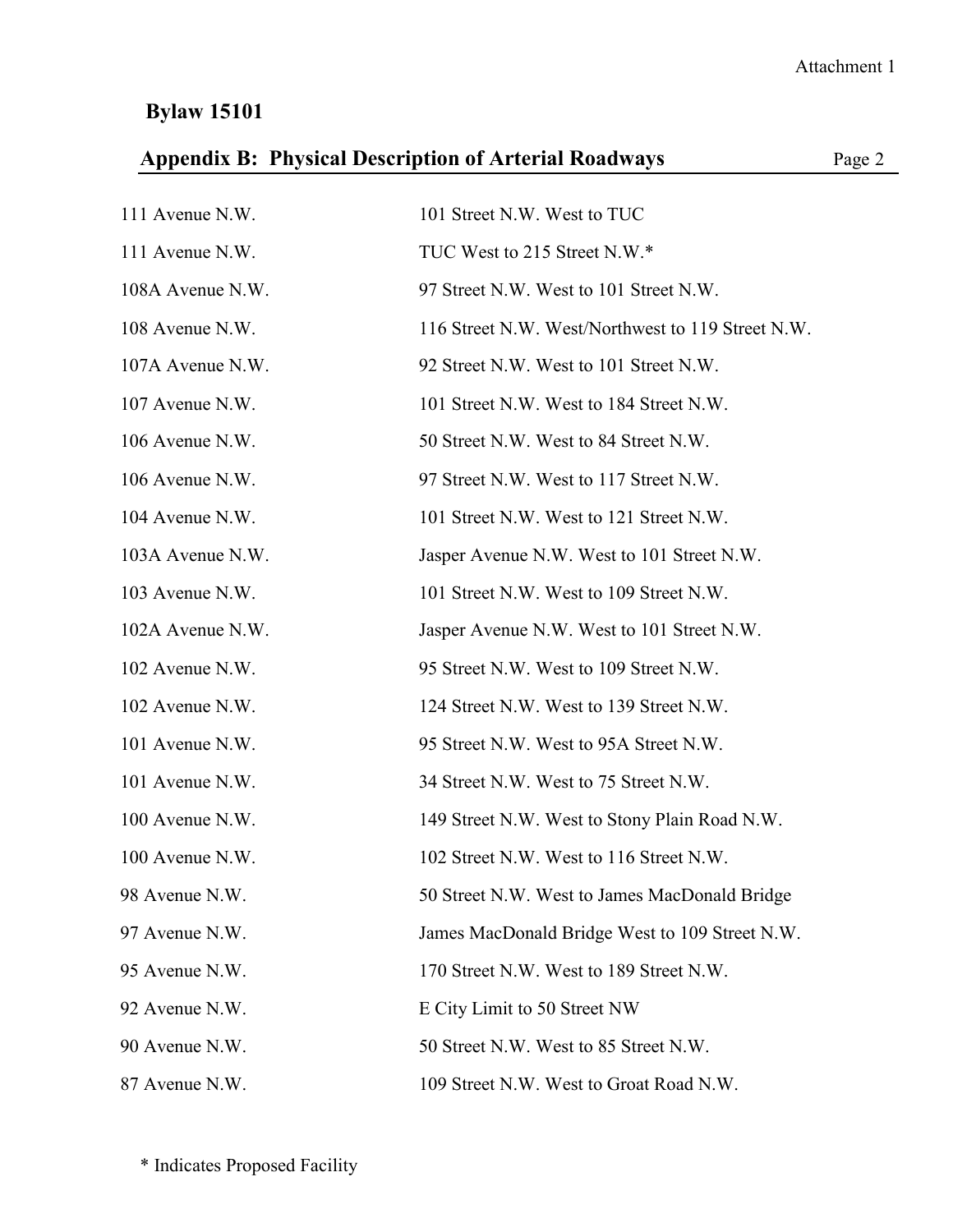Attachment 1

**Bylaw 15101**

## Appendix B: Physical Description of Arterial Roadways

| | |
|---|---|
| 111 Avenue N.W. | 101 Street N.W. West to TUC |
| 111 Avenue N.W. | TUC West to 215 Street N.W.* |
| 108A Avenue N.W. | 97 Street N.W. West to 101 Street N.W. |
| 108 Avenue N.W. | 116 Street N.W. West/Northwest to 119 Street N.W. |
| 107A Avenue N.W. | 92 Street N.W. West to 101 Street N.W. |
| 107 Avenue N.W. | 101 Street N.W. West to 184 Street N.W. |
| 106 Avenue N.W. | 50 Street N.W. West to 84 Street N.W. |
| 106 Avenue N.W. | 97 Street N.W. West to 117 Street N.W. |
| 104 Avenue N.W. | 101 Street N.W. West to 121 Street N.W. |
| 103A Avenue N.W. | Jasper Avenue N.W. West to 101 Street N.W. |
| 103 Avenue N.W. | 101 Street N.W. West to 109 Street N.W. |
| 102A Avenue N.W. | Jasper Avenue N.W. West to 101 Street N.W. |
| 102 Avenue N.W. | 95 Street N.W. West to 109 Street N.W. |
| 102 Avenue N.W. | 124 Street N.W. West to 139 Street N.W. |
| 101 Avenue N.W. | 95 Street N.W. West to 95A Street N.W. |
| 101 Avenue N.W. | 34 Street N.W. West to 75 Street N.W. |
| 100 Avenue N.W. | 149 Street N.W. West to Stony Plain Road N.W. |
| 100 Avenue N.W. | 102 Street N.W. West to 116 Street N.W. |
| 98 Avenue N.W. | 50 Street N.W. West to James MacDonald Bridge |
| 97 Avenue N.W. | James MacDonald Bridge West to 109 Street N.W. |
| 95 Avenue N.W. | 170 Street N.W. West to 189 Street N.W. |
| 92 Avenue N.W. | E City Limit to 50 Street NW |
| 90 Avenue N.W. | 50 Street N.W. West to 85 Street N.W. |
| 87 Avenue N.W. | 109 Street N.W. West to Groat Road N.W. |

* Indicates Proposed Facility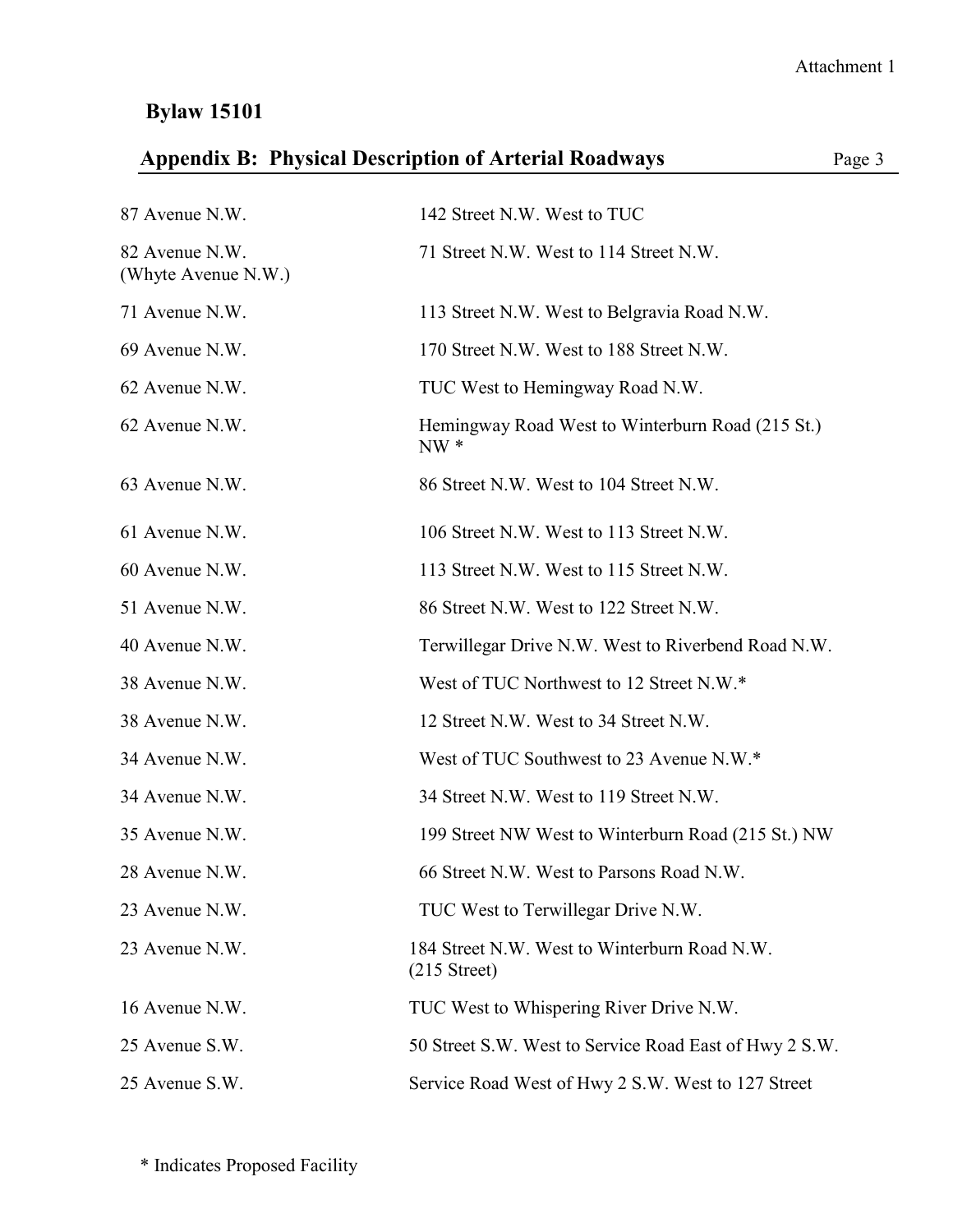Attachment 1

**Bylaw 15101**

## Appendix B: Physical Description of Arterial Roadways

| | |
|---|---|
| 87 Avenue N.W. | 142 Street N.W. West to TUC |
| 82 Avenue N.W. (Whyte Avenue N.W.) | 71 Street N.W. West to 114 Street N.W. |
| 71 Avenue N.W. | 113 Street N.W. West to Belgravia Road N.W. |
| 69 Avenue N.W. | 170 Street N.W. West to 188 Street N.W. |
| 62 Avenue N.W. | TUC West to Hemingway Road N.W. |
| 62 Avenue N.W. | Hemingway Road West to Winterburn Road (215 St.) NW * |
| 63 Avenue N.W. | 86 Street N.W. West to 104 Street N.W. |
| 61 Avenue N.W. | 106 Street N.W. West to 113 Street N.W. |
| 60 Avenue N.W. | 113 Street N.W. West to 115 Street N.W. |
| 51 Avenue N.W. | 86 Street N.W. West to 122 Street N.W. |
| 40 Avenue N.W. | Terwillegar Drive N.W. West to Riverbend Road N.W. |
| 38 Avenue N.W. | West of TUC Northwest to 12 Street N.W.* |
| 38 Avenue N.W. | 12 Street N.W. West to 34 Street N.W. |
| 34 Avenue N.W. | West of TUC Southwest to 23 Avenue N.W.* |
| 34 Avenue N.W. | 34 Street N.W. West to 119 Street N.W. |
| 35 Avenue N.W. | 199 Street NW West to Winterburn Road (215 St.) NW |
| 28 Avenue N.W. | 66 Street N.W. West to Parsons Road N.W. |
| 23 Avenue N.W. | TUC West to Terwillegar Drive N.W. |
| 23 Avenue N.W. | 184 Street N.W. West to Winterburn Road N.W. (215 Street) |
| 16 Avenue N.W. | TUC West to Whispering River Drive N.W. |
| 25 Avenue S.W. | 50 Street S.W. West to Service Road East of Hwy 2 S.W. |
| 25 Avenue S.W. | Service Road West of Hwy 2 S.W. West to 127 Street |

* Indicates Proposed Facility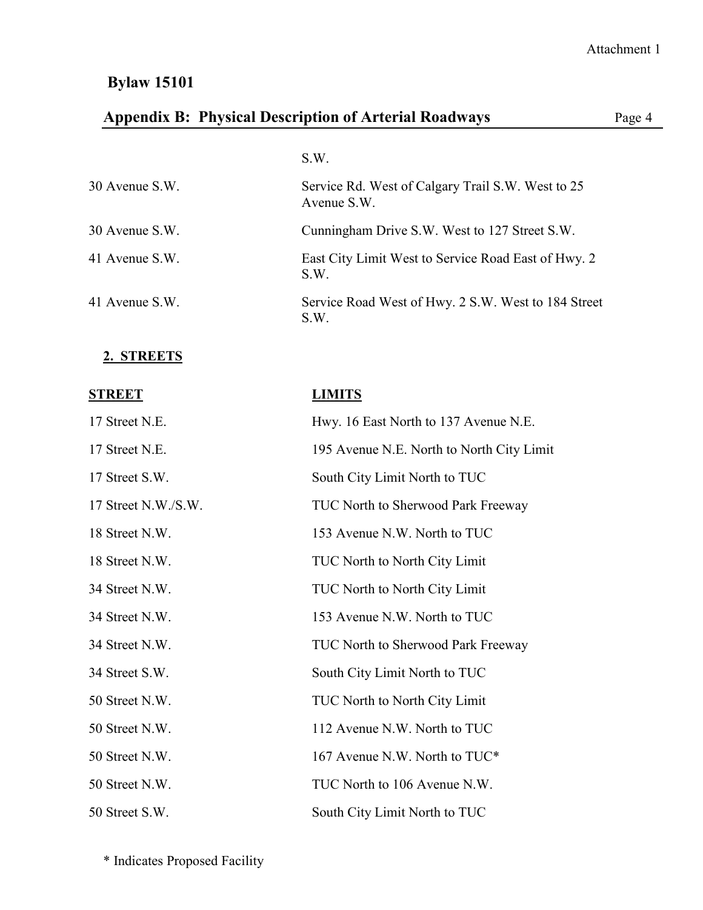| | |
|---|---|
| | S.W. |
| 30 Avenue S.W. | Service Rd. West of Calgary Trail S.W. West to 25 Avenue S.W. |
| 30 Avenue S.W. | Cunningham Drive S.W. West to 127 Street S.W. |
| 41 Avenue S.W. | East City Limit West to Service Road East of Hwy. 2 S.W. |
| 41 Avenue S.W. | Service Road West of Hwy. 2 S.W. West to 184 Street S.W. |

## 2. STREETS

| STREET | LIMITS |
|---|---|
| 17 Street N.E. | Hwy. 16 East North to 137 Avenue N.E. |
| 17 Street N.E. | 195 Avenue N.E. North to North City Limit |
| 17 Street S.W. | South City Limit North to TUC |
| 17 Street N.W./S.W. | TUC North to Sherwood Park Freeway |
| 18 Street N.W. | 153 Avenue N.W. North to TUC |
| 18 Street N.W. | TUC North to North City Limit |
| 34 Street N.W. | TUC North to North City Limit |
| 34 Street N.W. | 153 Avenue N.W. North to TUC |
| 34 Street N.W. | TUC North to Sherwood Park Freeway |
| 34 Street S.W. | South City Limit North to TUC |
| 50 Street N.W. | TUC North to North City Limit |
| 50 Street N.W. | 112 Avenue N.W. North to TUC |
| 50 Street N.W. | 167 Avenue N.W. North to TUC* |
| 50 Street N.W. | TUC North to 106 Avenue N.W. |
| 50 Street S.W. | South City Limit North to TUC |

\* Indicates Proposed Facility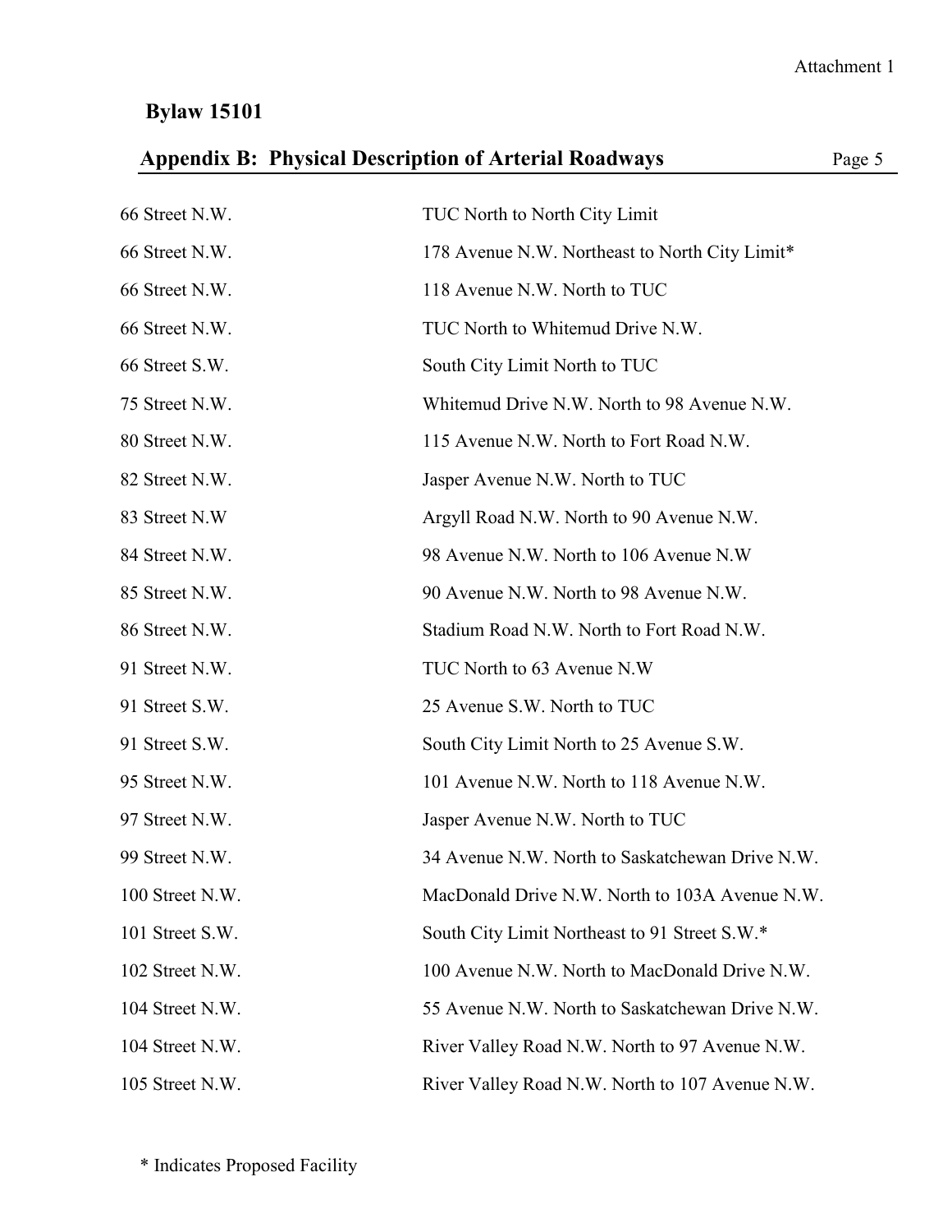Attachment 1

**Bylaw 15101**

## Appendix B: Physical Description of Arterial Roadways

| | |
|---|---|
| 66 Street N.W. | TUC North to North City Limit |
| 66 Street N.W. | 178 Avenue N.W. Northeast to North City Limit* |
| 66 Street N.W. | 118 Avenue N.W. North to TUC |
| 66 Street N.W. | TUC North to Whitemud Drive N.W. |
| 66 Street S.W. | South City Limit North to TUC |
| 75 Street N.W. | Whitemud Drive N.W. North to 98 Avenue N.W. |
| 80 Street N.W. | 115 Avenue N.W. North to Fort Road N.W. |
| 82 Street N.W. | Jasper Avenue N.W. North to TUC |
| 83 Street N.W | Argyll Road N.W. North to 90 Avenue N.W. |
| 84 Street N.W. | 98 Avenue N.W. North to 106 Avenue N.W |
| 85 Street N.W. | 90 Avenue N.W. North to 98 Avenue N.W. |
| 86 Street N.W. | Stadium Road N.W. North to Fort Road N.W. |
| 91 Street N.W. | TUC North to 63 Avenue N.W |
| 91 Street S.W. | 25 Avenue S.W. North to TUC |
| 91 Street S.W. | South City Limit North to 25 Avenue S.W. |
| 95 Street N.W. | 101 Avenue N.W. North to 118 Avenue N.W. |
| 97 Street N.W. | Jasper Avenue N.W. North to TUC |
| 99 Street N.W. | 34 Avenue N.W. North to Saskatchewan Drive N.W. |
| 100 Street N.W. | MacDonald Drive N.W. North to 103A Avenue N.W. |
| 101 Street S.W. | South City Limit Northeast to 91 Street S.W.* |
| 102 Street N.W. | 100 Avenue N.W. North to MacDonald Drive N.W. |
| 104 Street N.W. | 55 Avenue N.W. North to Saskatchewan Drive N.W. |
| 104 Street N.W. | River Valley Road N.W. North to 97 Avenue N.W. |
| 105 Street N.W. | River Valley Road N.W. North to 107 Avenue N.W. |

* Indicates Proposed Facility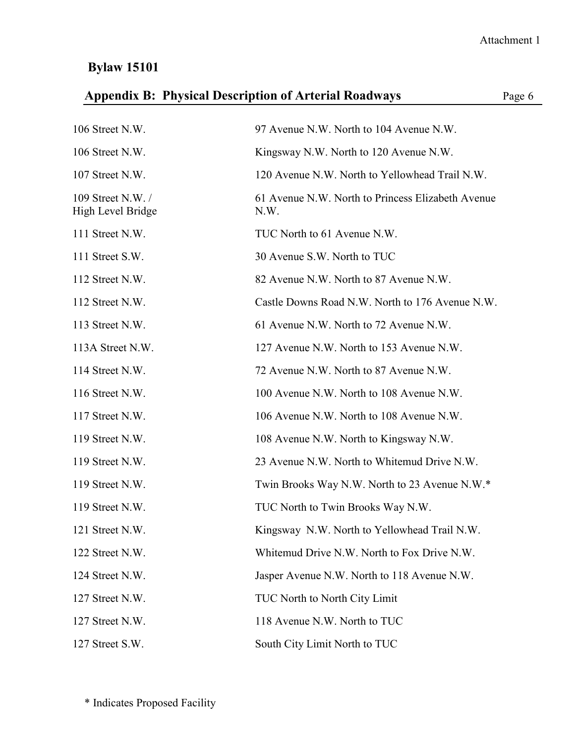Attachment 1

**Bylaw 15101**

## Appendix B: Physical Description of Arterial Roadways

| | |
|---|---|
| 106 Street N.W. | 97 Avenue N.W. North to 104 Avenue N.W. |
| 106 Street N.W. | Kingsway N.W. North to 120 Avenue N.W. |
| 107 Street N.W. | 120 Avenue N.W. North to Yellowhead Trail N.W. |
| 109 Street N.W. / High Level Bridge | 61 Avenue N.W. North to Princess Elizabeth Avenue N.W. |
| 111 Street N.W. | TUC North to 61 Avenue N.W. |
| 111 Street S.W. | 30 Avenue S.W. North to TUC |
| 112 Street N.W. | 82 Avenue N.W. North to 87 Avenue N.W. |
| 112 Street N.W. | Castle Downs Road N.W. North to 176 Avenue N.W. |
| 113 Street N.W. | 61 Avenue N.W. North to 72 Avenue N.W. |
| 113A Street N.W. | 127 Avenue N.W. North to 153 Avenue N.W. |
| 114 Street N.W. | 72 Avenue N.W. North to 87 Avenue N.W. |
| 116 Street N.W. | 100 Avenue N.W. North to 108 Avenue N.W. |
| 117 Street N.W. | 106 Avenue N.W. North to 108 Avenue N.W. |
| 119 Street N.W. | 108 Avenue N.W. North to Kingsway N.W. |
| 119 Street N.W. | 23 Avenue N.W. North to Whitemud Drive N.W. |
| 119 Street N.W. | Twin Brooks Way N.W. North to 23 Avenue N.W.* |
| 119 Street N.W. | TUC North to Twin Brooks Way N.W. |
| 121 Street N.W. | Kingsway N.W. North to Yellowhead Trail N.W. |
| 122 Street N.W. | Whitemud Drive N.W. North to Fox Drive N.W. |
| 124 Street N.W. | Jasper Avenue N.W. North to 118 Avenue N.W. |
| 127 Street N.W. | TUC North to North City Limit |
| 127 Street N.W. | 118 Avenue N.W. North to TUC |
| 127 Street S.W. | South City Limit North to TUC |

\* Indicates Proposed Facility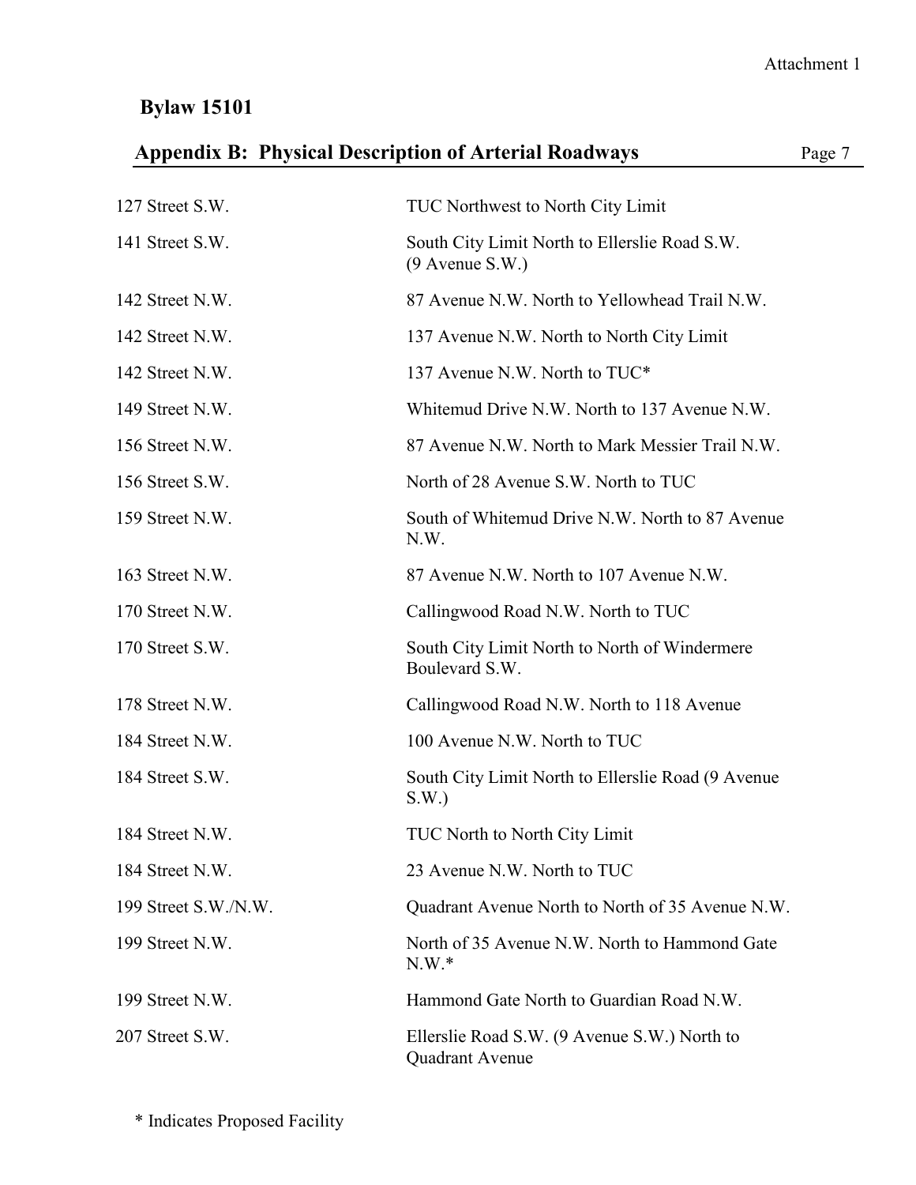# Bylaw 15101

## Appendix B: Physical Description of Arterial Roadways

| | |
|---|---|
| 127 Street S.W. | TUC Northwest to North City Limit |
| 141 Street S.W. | South City Limit North to Ellerslie Road S.W. (9 Avenue S.W.) |
| 142 Street N.W. | 87 Avenue N.W. North to Yellowhead Trail N.W. |
| 142 Street N.W. | 137 Avenue N.W. North to North City Limit |
| 142 Street N.W. | 137 Avenue N.W. North to TUC* |
| 149 Street N.W. | Whitemud Drive N.W. North to 137 Avenue N.W. |
| 156 Street N.W. | 87 Avenue N.W. North to Mark Messier Trail N.W. |
| 156 Street S.W. | North of 28 Avenue S.W. North to TUC |
| 159 Street N.W. | South of Whitemud Drive N.W. North to 87 Avenue N.W. |
| 163 Street N.W. | 87 Avenue N.W. North to 107 Avenue N.W. |
| 170 Street N.W. | Callingwood Road N.W. North to TUC |
| 170 Street S.W. | South City Limit North to North of Windermere Boulevard S.W. |
| 178 Street N.W. | Callingwood Road N.W. North to 118 Avenue |
| 184 Street N.W. | 100 Avenue N.W. North to TUC |
| 184 Street S.W. | South City Limit North to Ellerslie Road (9 Avenue S.W.) |
| 184 Street N.W. | TUC North to North City Limit |
| 184 Street N.W. | 23 Avenue N.W. North to TUC |
| 199 Street S.W./N.W. | Quadrant Avenue North to North of 35 Avenue N.W. |
| 199 Street N.W. | North of 35 Avenue N.W. North to Hammond Gate N.W.* |
| 199 Street N.W. | Hammond Gate North to Guardian Road N.W. |
| 207 Street S.W. | Ellerslie Road S.W. (9 Avenue S.W.) North to Quadrant Avenue |

* Indicates Proposed Facility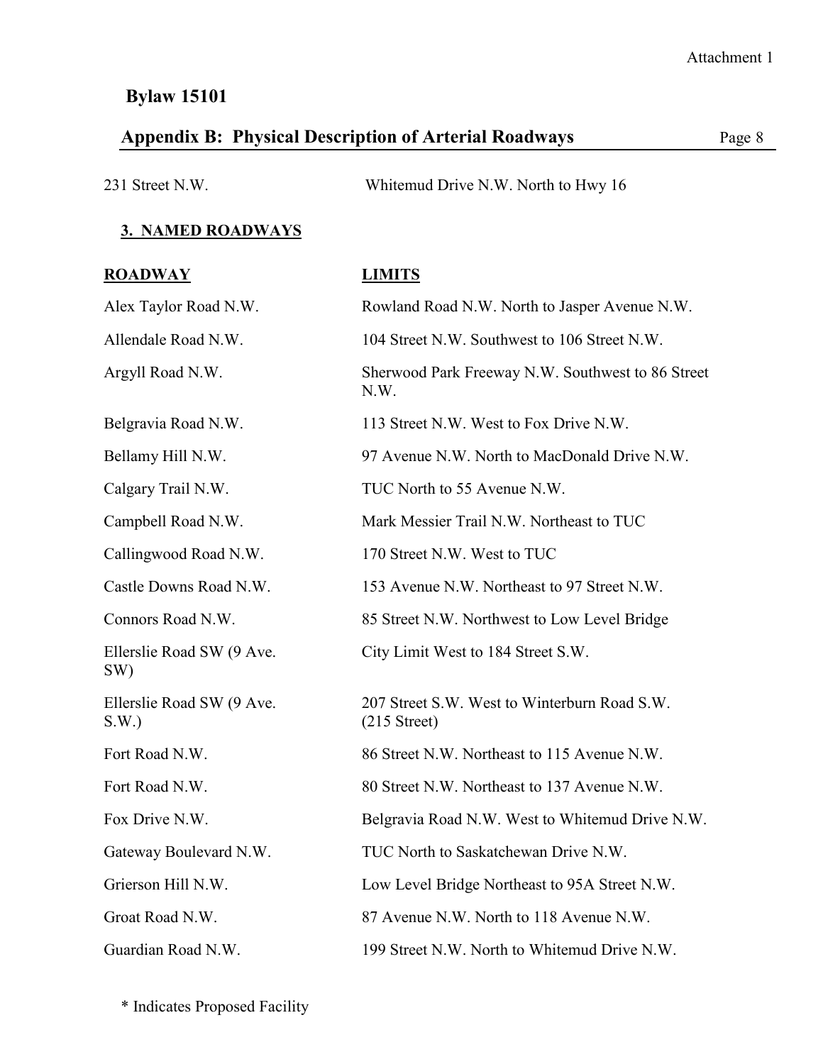| | |
|---|---|
| 231 Street N.W. | Whitemud Drive N.W. North to Hwy 16 |

### 3. NAMED ROADWAYS

| ROADWAY | LIMITS |
|---|---|
| Alex Taylor Road N.W. | Rowland Road N.W. North to Jasper Avenue N.W. |
| Allendale Road N.W. | 104 Street N.W. Southwest to 106 Street N.W. |
| Argyll Road N.W. | Sherwood Park Freeway N.W. Southwest to 86 Street N.W. |
| Belgravia Road N.W. | 113 Street N.W. West to Fox Drive N.W. |
| Bellamy Hill N.W. | 97 Avenue N.W. North to MacDonald Drive N.W. |
| Calgary Trail N.W. | TUC North to 55 Avenue N.W. |
| Campbell Road N.W. | Mark Messier Trail N.W. Northeast to TUC |
| Callingwood Road N.W. | 170 Street N.W. West to TUC |
| Castle Downs Road N.W. | 153 Avenue N.W. Northeast to 97 Street N.W. |
| Connors Road N.W. | 85 Street N.W. Northwest to Low Level Bridge |
| Ellerslie Road SW (9 Ave. SW) | City Limit West to 184 Street S.W. |
| Ellerslie Road SW (9 Ave. S.W.) | 207 Street S.W. West to Winterburn Road S.W. (215 Street) |
| Fort Road N.W. | 86 Street N.W. Northeast to 115 Avenue N.W. |
| Fort Road N.W. | 80 Street N.W. Northeast to 137 Avenue N.W. |
| Fox Drive N.W. | Belgravia Road N.W. West to Whitemud Drive N.W. |
| Gateway Boulevard N.W. | TUC North to Saskatchewan Drive N.W. |
| Grierson Hill N.W. | Low Level Bridge Northeast to 95A Street N.W. |
| Groat Road N.W. | 87 Avenue N.W. North to 118 Avenue N.W. |
| Guardian Road N.W. | 199 Street N.W. North to Whitemud Drive N.W. |

\* Indicates Proposed Facility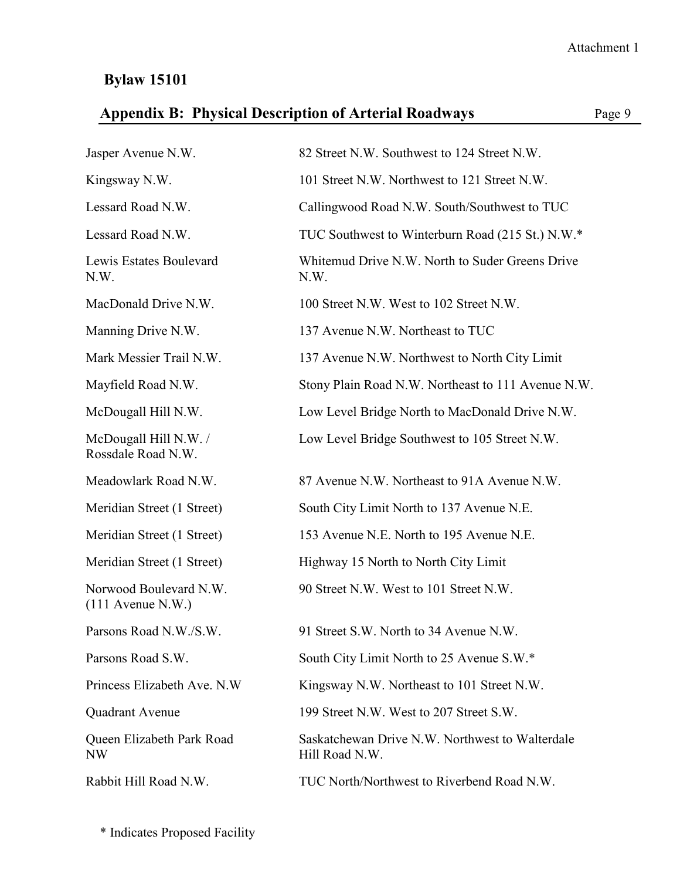**Bylaw 15101**

## Appendix B: Physical Description of Arterial Roadways

| | |
|---|---|
| Jasper Avenue N.W. | 82 Street N.W. Southwest to 124 Street N.W. |
| Kingsway N.W. | 101 Street N.W. Northwest to 121 Street N.W. |
| Lessard Road N.W. | Callingwood Road N.W. South/Southwest to TUC |
| Lessard Road N.W. | TUC Southwest to Winterburn Road (215 St.) N.W.* |
| Lewis Estates Boulevard N.W. | Whitemud Drive N.W. North to Suder Greens Drive N.W. |
| MacDonald Drive N.W. | 100 Street N.W. West to 102 Street N.W. |
| Manning Drive N.W. | 137 Avenue N.W. Northeast to TUC |
| Mark Messier Trail N.W. | 137 Avenue N.W. Northwest to North City Limit |
| Mayfield Road N.W. | Stony Plain Road N.W. Northeast to 111 Avenue N.W. |
| McDougall Hill N.W. | Low Level Bridge North to MacDonald Drive N.W. |
| McDougall Hill N.W. / Rossdale Road N.W. | Low Level Bridge Southwest to 105 Street N.W. |
| Meadowlark Road N.W. | 87 Avenue N.W. Northeast to 91A Avenue N.W. |
| Meridian Street (1 Street) | South City Limit North to 137 Avenue N.E. |
| Meridian Street (1 Street) | 153 Avenue N.E. North to 195 Avenue N.E. |
| Meridian Street (1 Street) | Highway 15 North to North City Limit |
| Norwood Boulevard N.W. (111 Avenue N.W.) | 90 Street N.W. West to 101 Street N.W. |
| Parsons Road N.W./S.W. | 91 Street S.W. North to 34 Avenue N.W. |
| Parsons Road S.W. | South City Limit North to 25 Avenue S.W.* |
| Princess Elizabeth Ave. N.W | Kingsway N.W. Northeast to 101 Street N.W. |
| Quadrant Avenue | 199 Street N.W. West to 207 Street S.W. |
| Queen Elizabeth Park Road NW | Saskatchewan Drive N.W. Northwest to Walterdale Hill Road N.W. |
| Rabbit Hill Road N.W. | TUC North/Northwest to Riverbend Road N.W. |

* Indicates Proposed Facility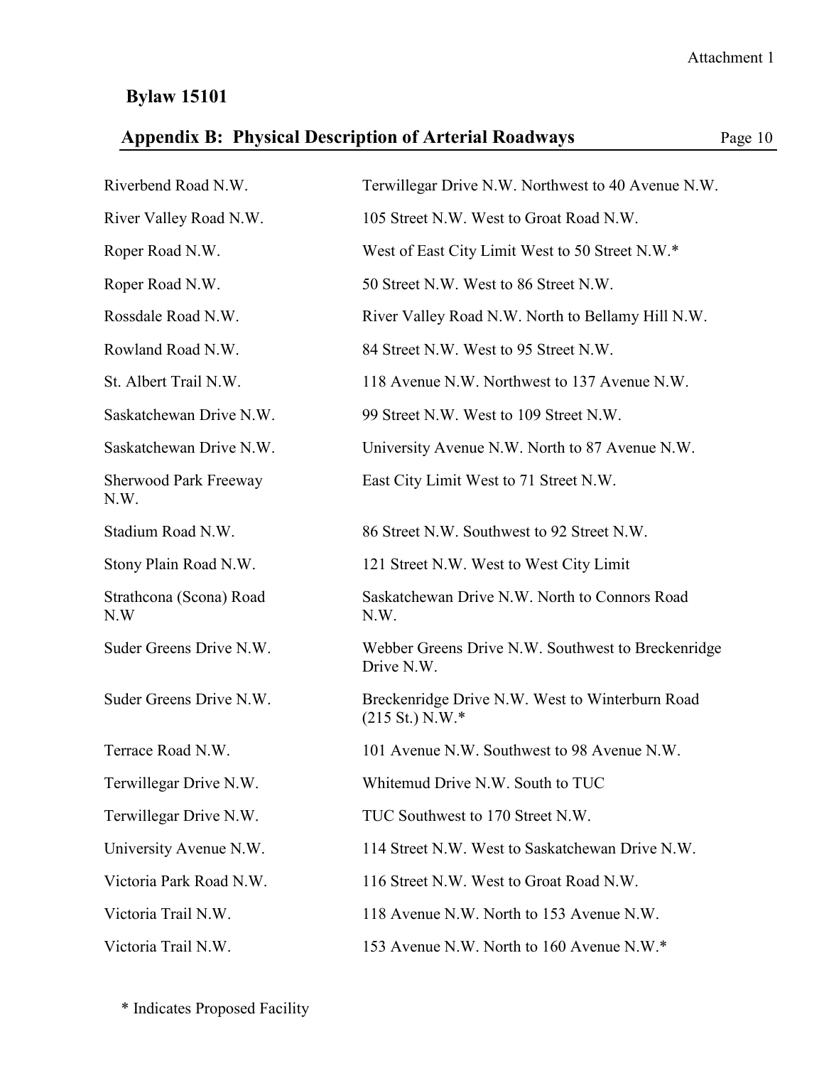Attachment 1

## Bylaw 15101

### Appendix B: Physical Description of Arterial Roadways

| Roadway | Description |
|---|---|
| Riverbend Road N.W. | Terwillegar Drive N.W. Northwest to 40 Avenue N.W. |
| River Valley Road N.W. | 105 Street N.W. West to Groat Road N.W. |
| Roper Road N.W. | West of East City Limit West to 50 Street N.W.* |
| Roper Road N.W. | 50 Street N.W. West to 86 Street N.W. |
| Rossdale Road N.W. | River Valley Road N.W. North to Bellamy Hill N.W. |
| Rowland Road N.W. | 84 Street N.W. West to 95 Street N.W. |
| St. Albert Trail N.W. | 118 Avenue N.W. Northwest to 137 Avenue N.W. |
| Saskatchewan Drive N.W. | 99 Street N.W. West to 109 Street N.W. |
| Saskatchewan Drive N.W. | University Avenue N.W. North to 87 Avenue N.W. |
| Sherwood Park Freeway N.W. | East City Limit West to 71 Street N.W. |
| Stadium Road N.W. | 86 Street N.W. Southwest to 92 Street N.W. |
| Stony Plain Road N.W. | 121 Street N.W. West to West City Limit |
| Strathcona (Scona) Road N.W | Saskatchewan Drive N.W. North to Connors Road N.W. |
| Suder Greens Drive N.W. | Webber Greens Drive N.W. Southwest to Breckenridge Drive N.W. |
| Suder Greens Drive N.W. | Breckenridge Drive N.W. West to Winterburn Road (215 St.) N.W.* |
| Terrace Road N.W. | 101 Avenue N.W. Southwest to 98 Avenue N.W. |
| Terwillegar Drive N.W. | Whitemud Drive N.W. South to TUC |
| Terwillegar Drive N.W. | TUC Southwest to 170 Street N.W. |
| University Avenue N.W. | 114 Street N.W. West to Saskatchewan Drive N.W. |
| Victoria Park Road N.W. | 116 Street N.W. West to Groat Road N.W. |
| Victoria Trail N.W. | 118 Avenue N.W. North to 153 Avenue N.W. |
| Victoria Trail N.W. | 153 Avenue N.W. North to 160 Avenue N.W.* |

* Indicates Proposed Facility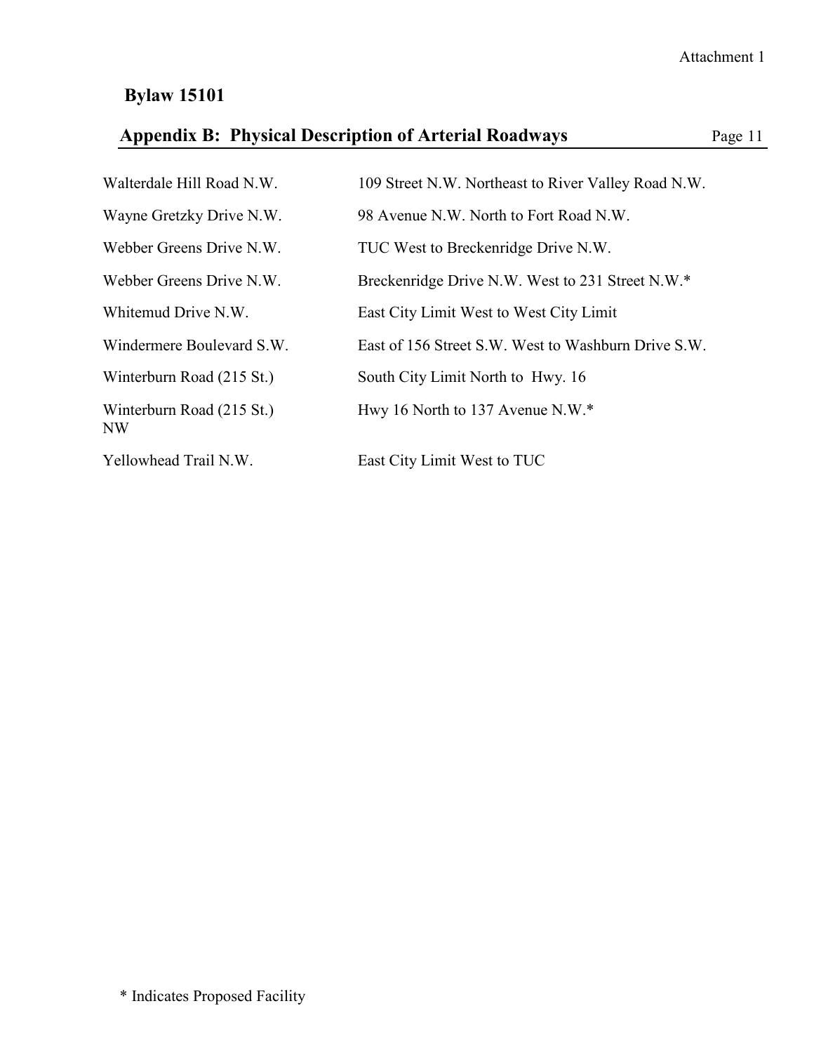# Bylaw 15101

## Appendix B: Physical Description of Arterial Roadways

| | |
|---|---|
| Walterdale Hill Road N.W. | 109 Street N.W. Northeast to River Valley Road N.W. |
| Wayne Gretzky Drive N.W. | 98 Avenue N.W. North to Fort Road N.W. |
| Webber Greens Drive N.W. | TUC West to Breckenridge Drive N.W. |
| Webber Greens Drive N.W. | Breckenridge Drive N.W. West to 231 Street N.W.* |
| Whitemud Drive N.W. | East City Limit West to West City Limit |
| Windermere Boulevard S.W. | East of 156 Street S.W. West to Washburn Drive S.W. |
| Winterburn Road (215 St.) | South City Limit North to Hwy. 16 |
| Winterburn Road (215 St.) NW | Hwy 16 North to 137 Avenue N.W.* |
| Yellowhead Trail N.W. | East City Limit West to TUC |

* Indicates Proposed Facility